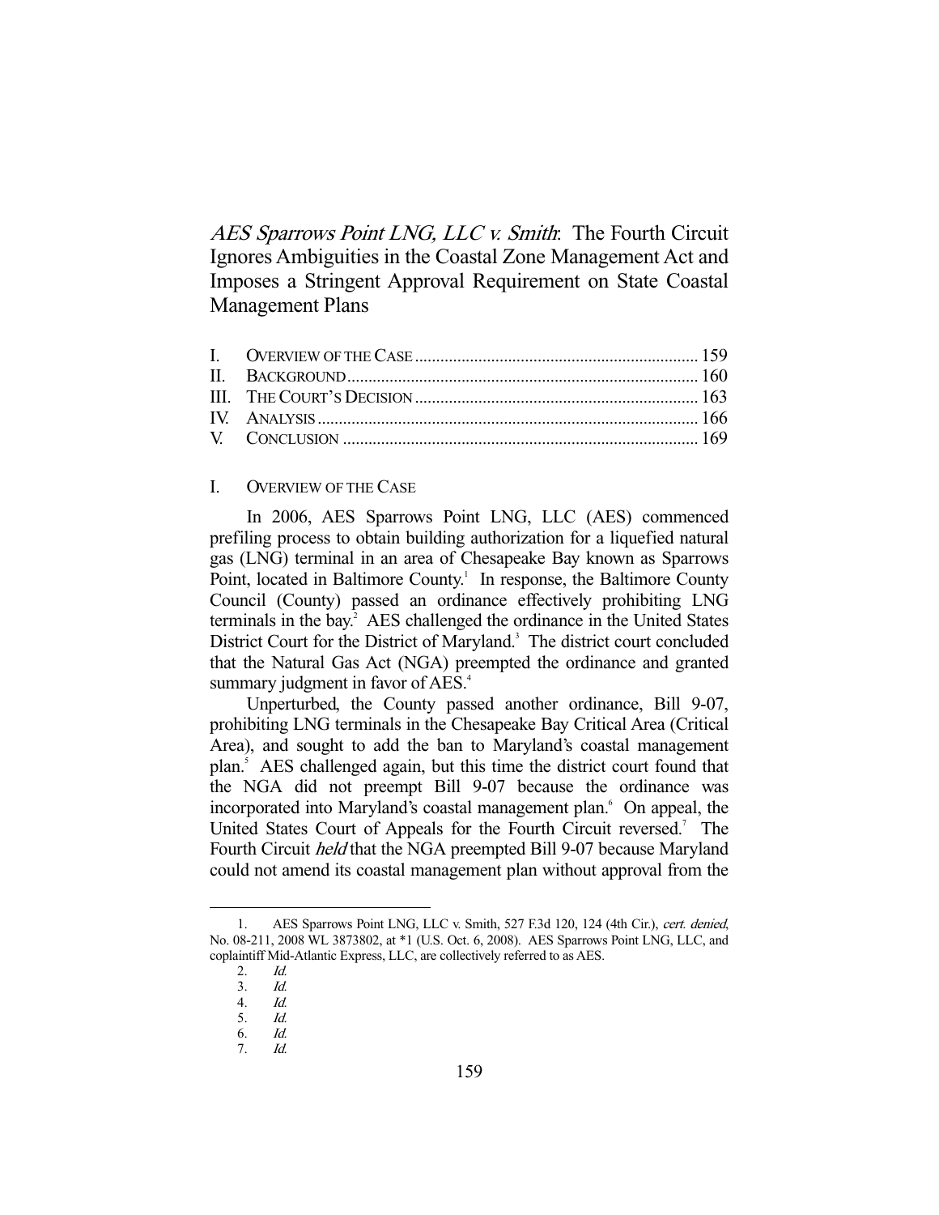# *AES Sparrows Point LNG, LLC v. Smith*: The Fourth Circuit Ignores Ambiguities in the Coastal Zone Management Act and Imposes a Stringent Approval Requirement on State Coastal Management Plans

| | | |
|---|---|---|
| I. | OVERVIEW OF THE CASE | 159 |
| II. | BACKGROUND | 160 |
| III. | THE COURT'S DECISION | 163 |
| IV. | ANALYSIS | 166 |
| V. | CONCLUSION | 169 |

## I. OVERVIEW OF THE CASE

In 2006, AES Sparrows Point LNG, LLC (AES) commenced prefiling process to obtain building authorization for a liquefied natural gas (LNG) terminal in an area of Chesapeake Bay known as Sparrows Point, located in Baltimore County.[1] In response, the Baltimore County Council (County) passed an ordinance effectively prohibiting LNG terminals in the bay.[2] AES challenged the ordinance in the United States District Court for the District of Maryland.[3] The district court concluded that the Natural Gas Act (NGA) preempted the ordinance and granted summary judgment in favor of AES.[4]

Unperturbed, the County passed another ordinance, Bill 9-07, prohibiting LNG terminals in the Chesapeake Bay Critical Area (Critical Area), and sought to add the ban to Maryland's coastal management plan.[5] AES challenged again, but this time the district court found that the NGA did not preempt Bill 9-07 because the ordinance was incorporated into Maryland's coastal management plan.[6] On appeal, the United States Court of Appeals for the Fourth Circuit reversed.[7] The Fourth Circuit *held* that the NGA preempted Bill 9-07 because Maryland could not amend its coastal management plan without approval from the

---

1. AES Sparrows Point LNG, LLC v. Smith, 527 F.3d 120, 124 (4th Cir.), *cert. denied*, No. 08-211, 2008 WL 3873802, at *1 (U.S. Oct. 6, 2008). AES Sparrows Point LNG, LLC, and coplaintiff Mid-Atlantic Express, LLC, are collectively referred to as AES.
2. *Id.*
3. *Id.*
4. *Id.*
5. *Id.*
6. *Id.*
7. *Id.*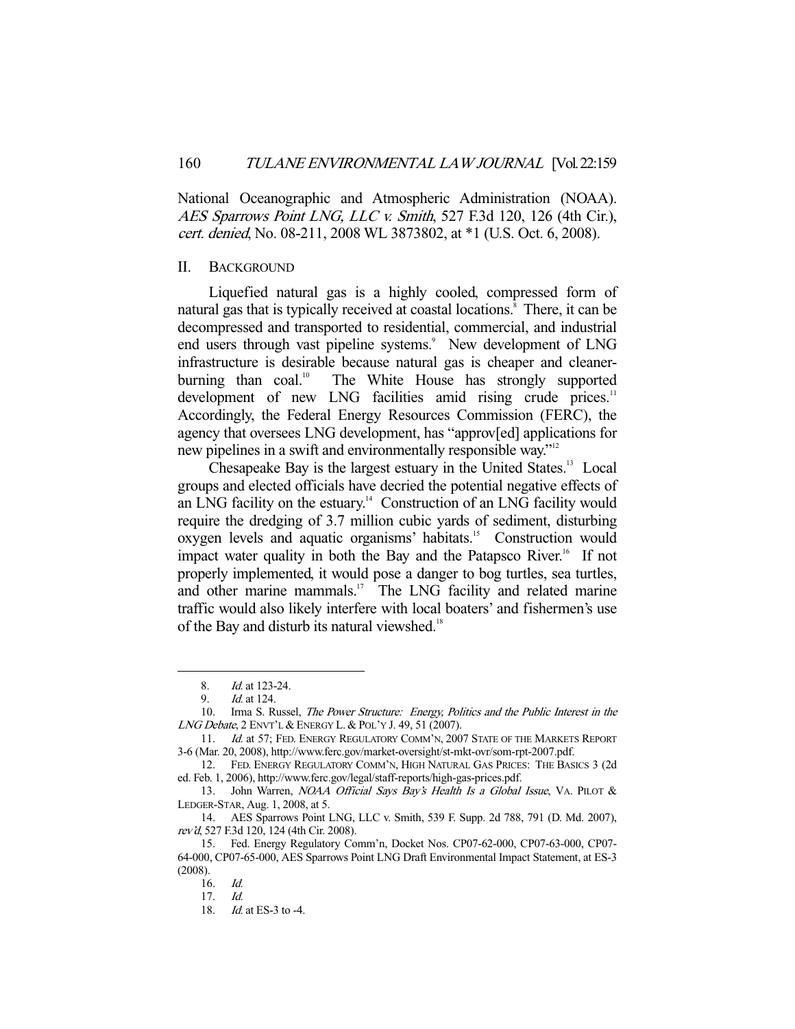National Oceanographic and Atmospheric Administration (NOAA). *AES Sparrows Point LNG, LLC v. Smith*, 527 F.3d 120, 126 (4th Cir.), *cert. denied*, No. 08-211, 2008 WL 3873802, at *1 (U.S. Oct. 6, 2008).

## II. BACKGROUND

Liquefied natural gas is a highly cooled, compressed form of natural gas that is typically received at coastal locations.[8] There, it can be decompressed and transported to residential, commercial, and industrial end users through vast pipeline systems.[9] New development of LNG infrastructure is desirable because natural gas is cheaper and cleaner-burning than coal.[10] The White House has strongly supported development of new LNG facilities amid rising crude prices.[11] Accordingly, the Federal Energy Resources Commission (FERC), the agency that oversees LNG development, has "approv[ed] applications for new pipelines in a swift and environmentally responsible way."[12]

Chesapeake Bay is the largest estuary in the United States.[13] Local groups and elected officials have decried the potential negative effects of an LNG facility on the estuary.[14] Construction of an LNG facility would require the dredging of 3.7 million cubic yards of sediment, disturbing oxygen levels and aquatic organisms' habitats.[15] Construction would impact water quality in both the Bay and the Patapsco River.[16] If not properly implemented, it would pose a danger to bog turtles, sea turtles, and other marine mammals.[17] The LNG facility and related marine traffic would also likely interfere with local boaters' and fishermen's use of the Bay and disturb its natural viewshed.[18]

---

8. *Id.* at 123-24.

9. *Id.* at 124.

10. Irma S. Russel, *The Power Structure: Energy, Politics and the Public Interest in the LNG Debate*, 2 ENVT'L & ENERGY L. & POL'Y J. 49, 51 (2007).

11. *Id.* at 57; FED. ENERGY REGULATORY COMM'N, 2007 STATE OF THE MARKETS REPORT 3-6 (Mar. 20, 2008), http://www.ferc.gov/market-oversight/st-mkt-ovr/som-rpt-2007.pdf.

12. FED. ENERGY REGULATORY COMM'N, HIGH NATURAL GAS PRICES: THE BASICS 3 (2d ed. Feb. 1, 2006), http://www.ferc.gov/legal/staff-reports/high-gas-prices.pdf.

13. John Warren, *NOAA Official Says Bay's Health Is a Global Issue*, VA. PILOT & LEDGER-STAR, Aug. 1, 2008, at 5.

14. AES Sparrows Point LNG, LLC v. Smith, 539 F. Supp. 2d 788, 791 (D. Md. 2007), *rev'd*, 527 F.3d 120, 124 (4th Cir. 2008).

15. Fed. Energy Regulatory Comm'n, Docket Nos. CP07-62-000, CP07-63-000, CP07-64-000, CP07-65-000, AES Sparrows Point LNG Draft Environmental Impact Statement, at ES-3 (2008).

16. *Id.*

17. *Id.*

18. *Id.* at ES-3 to -4.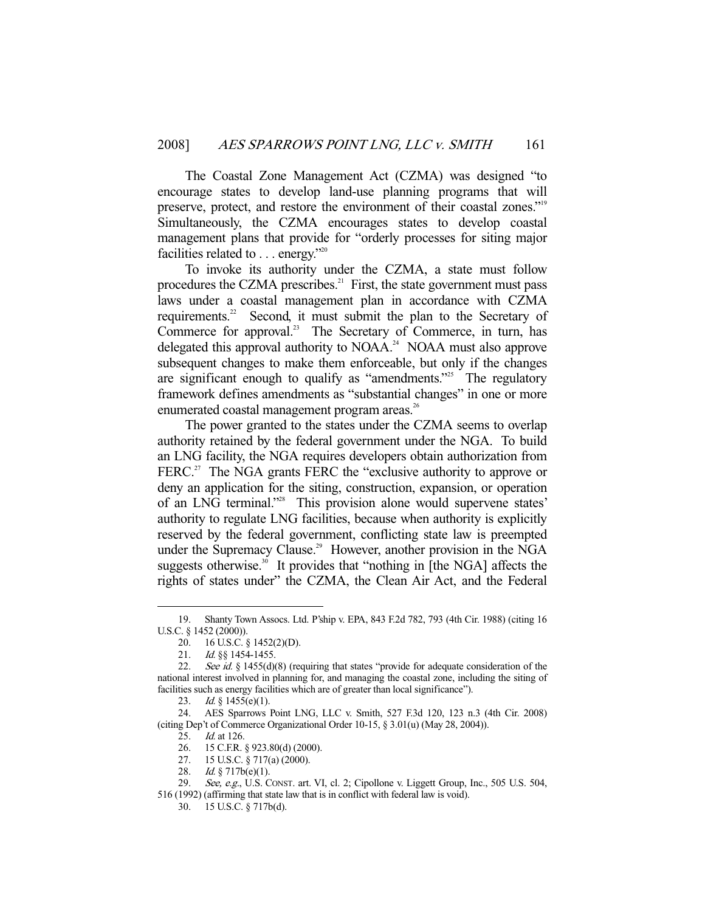The Coastal Zone Management Act (CZMA) was designed "to encourage states to develop land-use planning programs that will preserve, protect, and restore the environment of their coastal zones."[19] Simultaneously, the CZMA encourages states to develop coastal management plans that provide for "orderly processes for siting major facilities related to . . . energy."[20]

To invoke its authority under the CZMA, a state must follow procedures the CZMA prescribes.[21] First, the state government must pass laws under a coastal management plan in accordance with CZMA requirements.[22] Second, it must submit the plan to the Secretary of Commerce for approval.[23] The Secretary of Commerce, in turn, has delegated this approval authority to NOAA.[24] NOAA must also approve subsequent changes to make them enforceable, but only if the changes are significant enough to qualify as "amendments."[25] The regulatory framework defines amendments as "substantial changes" in one or more enumerated coastal management program areas.[26]

The power granted to the states under the CZMA seems to overlap authority retained by the federal government under the NGA. To build an LNG facility, the NGA requires developers obtain authorization from FERC.[27] The NGA grants FERC the "exclusive authority to approve or deny an application for the siting, construction, expansion, or operation of an LNG terminal."[28] This provision alone would supervene states' authority to regulate LNG facilities, because when authority is explicitly reserved by the federal government, conflicting state law is preempted under the Supremacy Clause.[29] However, another provision in the NGA suggests otherwise.[30] It provides that "nothing in [the NGA] affects the rights of states under" the CZMA, the Clean Air Act, and the Federal

---

19. Shanty Town Assocs. Ltd. P'ship v. EPA, 843 F.2d 782, 793 (4th Cir. 1988) (citing 16 U.S.C. § 1452 (2000)).

20. 16 U.S.C. § 1452(2)(D).

21. *Id.* §§ 1454-1455.

22. *See id.* § 1455(d)(8) (requiring that states "provide for adequate consideration of the national interest involved in planning for, and managing the coastal zone, including the siting of facilities such as energy facilities which are of greater than local significance").

23. *Id.* § 1455(e)(1).

24. AES Sparrows Point LNG, LLC v. Smith, 527 F.3d 120, 123 n.3 (4th Cir. 2008) (citing Dep't of Commerce Organizational Order 10-15, § 3.01(u) (May 28, 2004)).

25. *Id.* at 126.

26. 15 C.F.R. § 923.80(d) (2000).

27. 15 U.S.C. § 717(a) (2000).

28. *Id.* § 717b(e)(1).

29. *See, e.g.*, U.S. CONST. art. VI, cl. 2; Cipollone v. Liggett Group, Inc., 505 U.S. 504, 516 (1992) (affirming that state law that is in conflict with federal law is void).

30. 15 U.S.C. § 717b(d).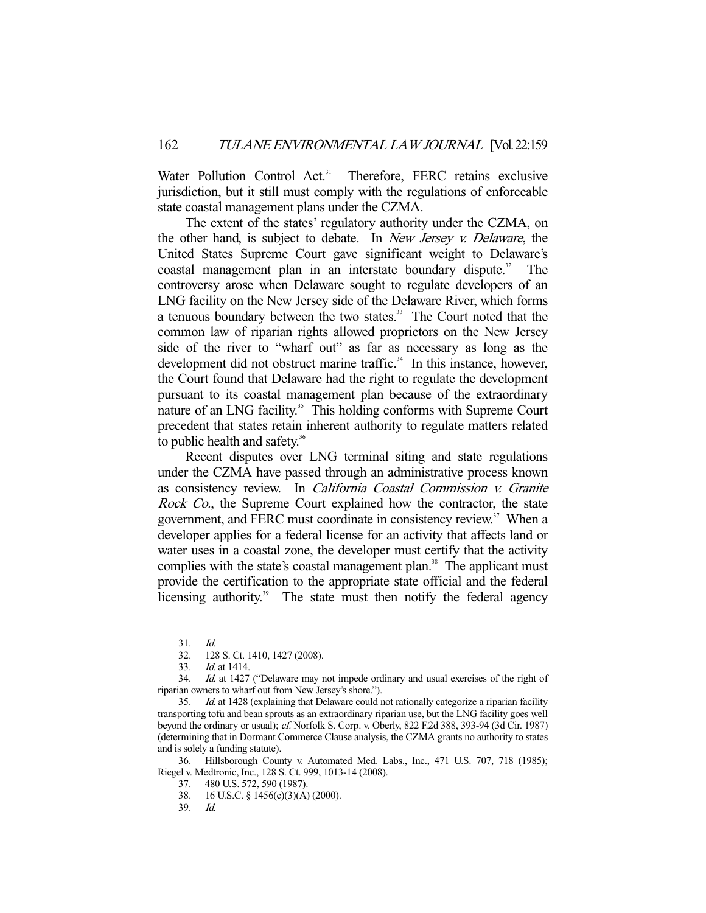Water Pollution Control Act.[31] Therefore, FERC retains exclusive jurisdiction, but it still must comply with the regulations of enforceable state coastal management plans under the CZMA.

The extent of the states' regulatory authority under the CZMA, on the other hand, is subject to debate. In *New Jersey v. Delaware*, the United States Supreme Court gave significant weight to Delaware's coastal management plan in an interstate boundary dispute.[32] The controversy arose when Delaware sought to regulate developers of an LNG facility on the New Jersey side of the Delaware River, which forms a tenuous boundary between the two states.[33] The Court noted that the common law of riparian rights allowed proprietors on the New Jersey side of the river to "wharf out" as far as necessary as long as the development did not obstruct marine traffic.[34] In this instance, however, the Court found that Delaware had the right to regulate the development pursuant to its coastal management plan because of the extraordinary nature of an LNG facility.[35] This holding conforms with Supreme Court precedent that states retain inherent authority to regulate matters related to public health and safety.[36]

Recent disputes over LNG terminal siting and state regulations under the CZMA have passed through an administrative process known as consistency review. In *California Coastal Commission v. Granite Rock Co.*, the Supreme Court explained how the contractor, the state government, and FERC must coordinate in consistency review.[37] When a developer applies for a federal license for an activity that affects land or water uses in a coastal zone, the developer must certify that the activity complies with the state's coastal management plan.[38] The applicant must provide the certification to the appropriate state official and the federal licensing authority.[39] The state must then notify the federal agency

---

31. *Id.*

32. 128 S. Ct. 1410, 1427 (2008).

33. *Id.* at 1414.

34. *Id.* at 1427 ("Delaware may not impede ordinary and usual exercises of the right of riparian owners to wharf out from New Jersey's shore.").

35. *Id.* at 1428 (explaining that Delaware could not rationally categorize a riparian facility transporting tofu and bean sprouts as an extraordinary riparian use, but the LNG facility goes well beyond the ordinary or usual); *cf.* Norfolk S. Corp. v. Oberly, 822 F.2d 388, 393-94 (3d Cir. 1987) (determining that in Dormant Commerce Clause analysis, the CZMA grants no authority to states and is solely a funding statute).

36. Hillsborough County v. Automated Med. Labs., Inc., 471 U.S. 707, 718 (1985); Riegel v. Medtronic, Inc., 128 S. Ct. 999, 1013-14 (2008).

37. 480 U.S. 572, 590 (1987).

38. 16 U.S.C. § 1456(c)(3)(A) (2000).

39. *Id.*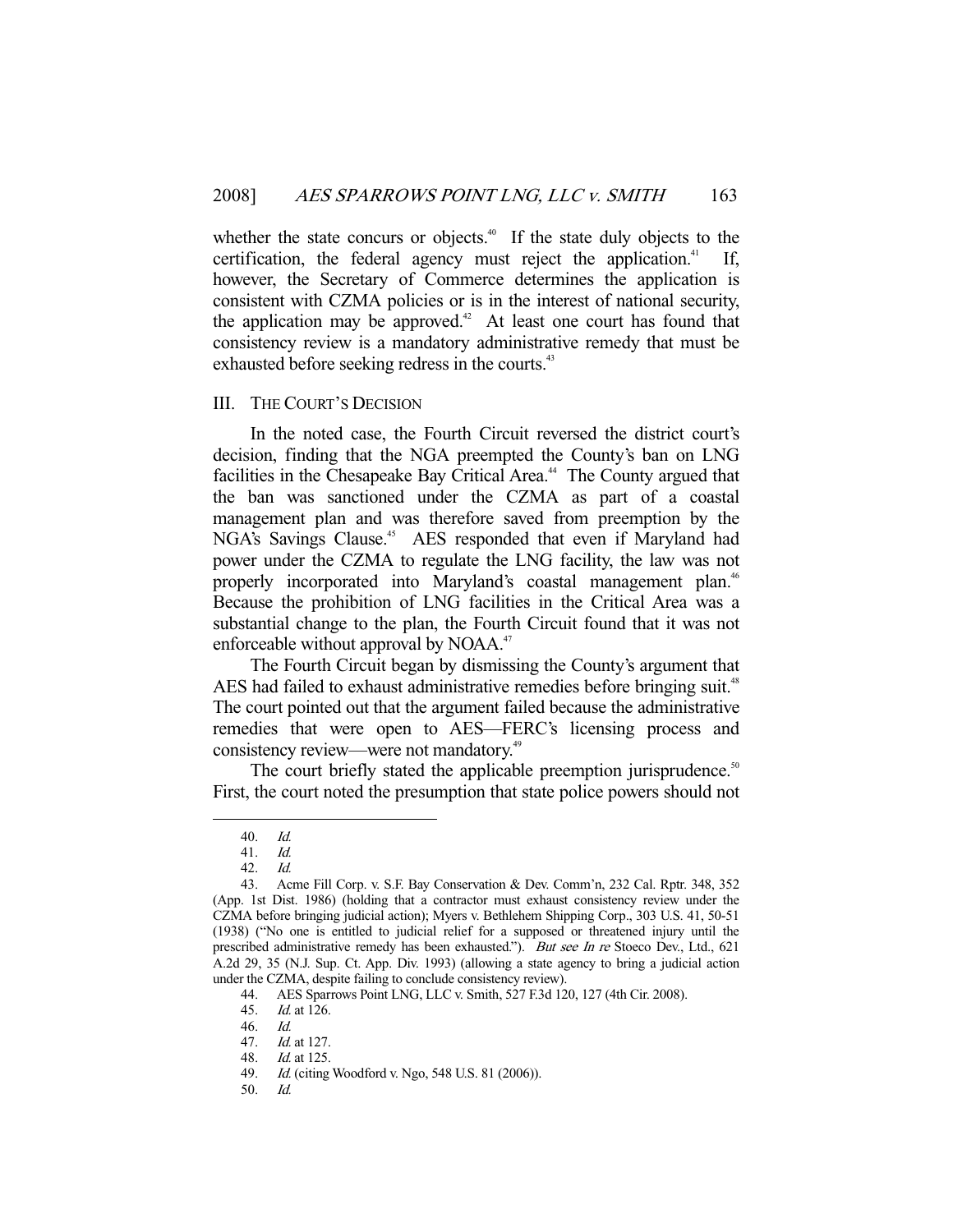whether the state concurs or objects.[40] If the state duly objects to the certification, the federal agency must reject the application.[41] If, however, the Secretary of Commerce determines the application is consistent with CZMA policies or is in the interest of national security, the application may be approved.[42] At least one court has found that consistency review is a mandatory administrative remedy that must be exhausted before seeking redress in the courts.[43]

## III. THE COURT'S DECISION

In the noted case, the Fourth Circuit reversed the district court's decision, finding that the NGA preempted the County's ban on LNG facilities in the Chesapeake Bay Critical Area.[44] The County argued that the ban was sanctioned under the CZMA as part of a coastal management plan and was therefore saved from preemption by the NGA's Savings Clause.[45] AES responded that even if Maryland had power under the CZMA to regulate the LNG facility, the law was not properly incorporated into Maryland's coastal management plan.[46] Because the prohibition of LNG facilities in the Critical Area was a substantial change to the plan, the Fourth Circuit found that it was not enforceable without approval by NOAA.[47]

The Fourth Circuit began by dismissing the County's argument that AES had failed to exhaust administrative remedies before bringing suit.[48] The court pointed out that the argument failed because the administrative remedies that were open to AES—FERC's licensing process and consistency review—were not mandatory.[49]

The court briefly stated the applicable preemption jurisprudence.[50] First, the court noted the presumption that state police powers should not

---

40. *Id.*

41. *Id.*

42. *Id.*

43. Acme Fill Corp. v. S.F. Bay Conservation & Dev. Comm'n, 232 Cal. Rptr. 348, 352 (App. 1st Dist. 1986) (holding that a contractor must exhaust consistency review under the CZMA before bringing judicial action); Myers v. Bethlehem Shipping Corp., 303 U.S. 41, 50-51 (1938) ("No one is entitled to judicial relief for a supposed or threatened injury until the prescribed administrative remedy has been exhausted."). *But see In re* Stoeco Dev., Ltd., 621 A.2d 29, 35 (N.J. Sup. Ct. App. Div. 1993) (allowing a state agency to bring a judicial action under the CZMA, despite failing to conclude consistency review).

44. AES Sparrows Point LNG, LLC v. Smith, 527 F.3d 120, 127 (4th Cir. 2008).

45. *Id.* at 126.

46. *Id.*

47. *Id.* at 127.

48. *Id.* at 125.

49. *Id.* (citing Woodford v. Ngo, 548 U.S. 81 (2006)).

50. *Id.*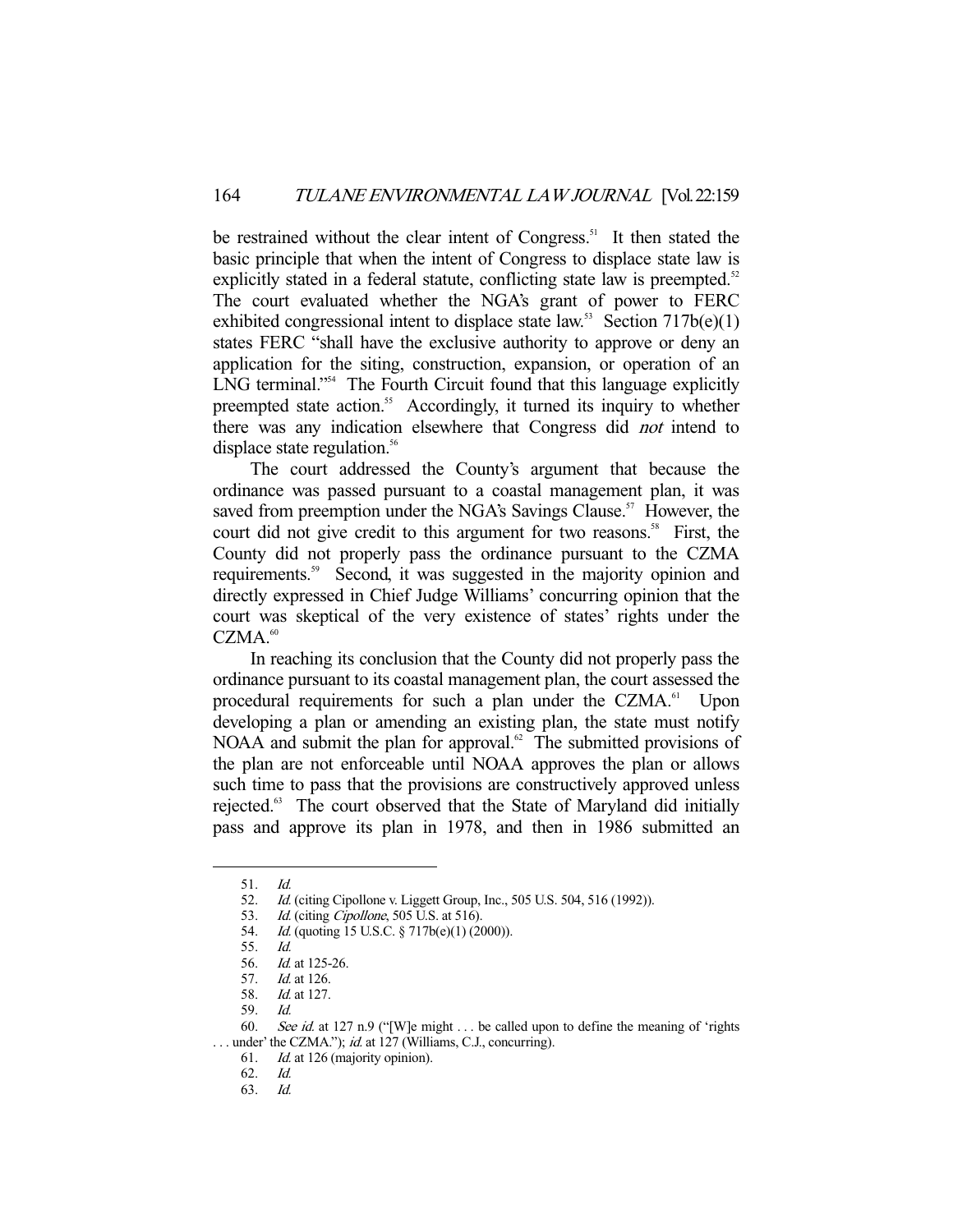be restrained without the clear intent of Congress.[51] It then stated the basic principle that when the intent of Congress to displace state law is explicitly stated in a federal statute, conflicting state law is preempted.[52] The court evaluated whether the NGA's grant of power to FERC exhibited congressional intent to displace state law.[53] Section 717b(e)(1) states FERC "shall have the exclusive authority to approve or deny an application for the siting, construction, expansion, or operation of an LNG terminal."[54] The Fourth Circuit found that this language explicitly preempted state action.[55] Accordingly, it turned its inquiry to whether there was any indication elsewhere that Congress did *not* intend to displace state regulation.[56]

The court addressed the County's argument that because the ordinance was passed pursuant to a coastal management plan, it was saved from preemption under the NGA's Savings Clause.[57] However, the court did not give credit to this argument for two reasons.[58] First, the County did not properly pass the ordinance pursuant to the CZMA requirements.[59] Second, it was suggested in the majority opinion and directly expressed in Chief Judge Williams' concurring opinion that the court was skeptical of the very existence of states' rights under the CZMA.[60]

In reaching its conclusion that the County did not properly pass the ordinance pursuant to its coastal management plan, the court assessed the procedural requirements for such a plan under the CZMA.[61] Upon developing a plan or amending an existing plan, the state must notify NOAA and submit the plan for approval.[62] The submitted provisions of the plan are not enforceable until NOAA approves the plan or allows such time to pass that the provisions are constructively approved unless rejected.[63] The court observed that the State of Maryland did initially pass and approve its plan in 1978, and then in 1986 submitted an

---

51. *Id.*
52. *Id.* (citing Cipollone v. Liggett Group, Inc., 505 U.S. 504, 516 (1992)).
53. *Id.* (citing *Cipollone*, 505 U.S. at 516).
54. *Id.* (quoting 15 U.S.C. § 717b(e)(1) (2000)).
55. *Id.*
56. *Id.* at 125-26.
57. *Id.* at 126.
58. *Id.* at 127.
59. *Id.*
60. *See id.* at 127 n.9 ("[W]e might . . . be called upon to define the meaning of 'rights . . . under' the CZMA."); *id.* at 127 (Williams, C.J., concurring).
61. *Id.* at 126 (majority opinion).
62. *Id.*
63. *Id.*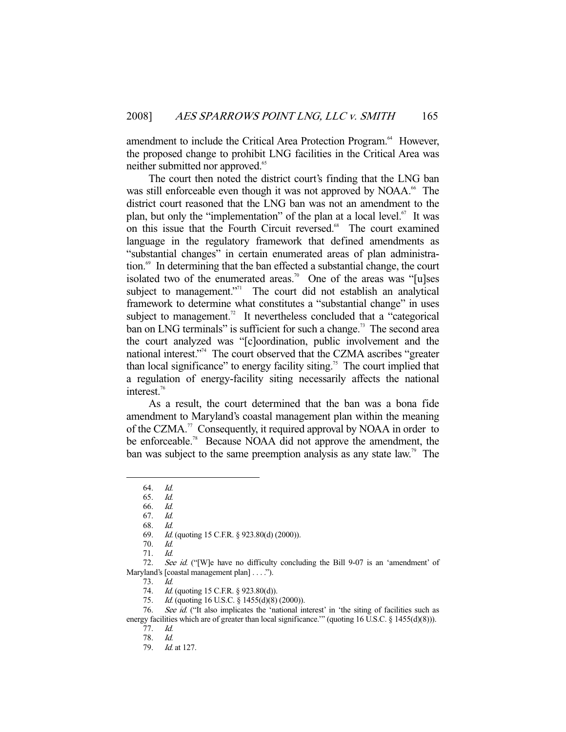amendment to include the Critical Area Protection Program.[64] However, the proposed change to prohibit LNG facilities in the Critical Area was neither submitted nor approved.[65]

The court then noted the district court's finding that the LNG ban was still enforceable even though it was not approved by NOAA.[66] The district court reasoned that the LNG ban was not an amendment to the plan, but only the "implementation" of the plan at a local level.[67] It was on this issue that the Fourth Circuit reversed.[68] The court examined language in the regulatory framework that defined amendments as "substantial changes" in certain enumerated areas of plan administration.[69] In determining that the ban effected a substantial change, the court isolated two of the enumerated areas.[70] One of the areas was "[u]ses subject to management."[71] The court did not establish an analytical framework to determine what constitutes a "substantial change" in uses subject to management.[72] It nevertheless concluded that a "categorical ban on LNG terminals" is sufficient for such a change.[73] The second area the court analyzed was "[c]oordination, public involvement and the national interest."[74] The court observed that the CZMA ascribes "greater than local significance" to energy facility siting.[75] The court implied that a regulation of energy-facility siting necessarily affects the national interest.[76]

As a result, the court determined that the ban was a bona fide amendment to Maryland's coastal management plan within the meaning of the CZMA.[77] Consequently, it required approval by NOAA in order to be enforceable.[78] Because NOAA did not approve the amendment, the ban was subject to the same preemption analysis as any state law.[79] The

---

64. *Id.*

65. *Id.*

66. *Id.*

67. *Id.*

68. *Id.*

69. *Id.* (quoting 15 C.F.R. § 923.80(d) (2000)).

70. *Id.*

71. *Id.*

72. *See id.* ("[W]e have no difficulty concluding the Bill 9-07 is an 'amendment' of Maryland's [coastal management plan] . . . .").

73. *Id.*

74. *Id.* (quoting 15 C.F.R. § 923.80(d)).

75. *Id.* (quoting 16 U.S.C. § 1455(d)(8) (2000)).

76. *See id.* ("It also implicates the 'national interest' in 'the siting of facilities such as energy facilities which are of greater than local significance.'" (quoting 16 U.S.C. § 1455(d)(8))).

77. *Id.*

78. *Id.*

79. *Id.* at 127.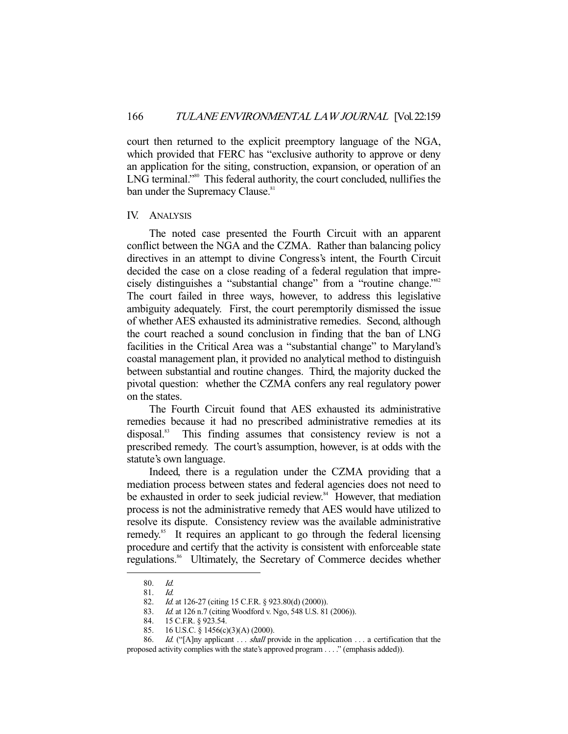court then returned to the explicit preemptory language of the NGA, which provided that FERC has "exclusive authority to approve or deny an application for the siting, construction, expansion, or operation of an LNG terminal."[80] This federal authority, the court concluded, nullifies the ban under the Supremacy Clause.[81]

## IV. ANALYSIS

The noted case presented the Fourth Circuit with an apparent conflict between the NGA and the CZMA. Rather than balancing policy directives in an attempt to divine Congress's intent, the Fourth Circuit decided the case on a close reading of a federal regulation that imprecisely distinguishes a "substantial change" from a "routine change."[82] The court failed in three ways, however, to address this legislative ambiguity adequately. First, the court peremptorily dismissed the issue of whether AES exhausted its administrative remedies. Second, although the court reached a sound conclusion in finding that the ban of LNG facilities in the Critical Area was a "substantial change" to Maryland's coastal management plan, it provided no analytical method to distinguish between substantial and routine changes. Third, the majority ducked the pivotal question: whether the CZMA confers any real regulatory power on the states.

The Fourth Circuit found that AES exhausted its administrative remedies because it had no prescribed administrative remedies at its disposal.[83] This finding assumes that consistency review is not a prescribed remedy. The court's assumption, however, is at odds with the statute's own language.

Indeed, there is a regulation under the CZMA providing that a mediation process between states and federal agencies does not need to be exhausted in order to seek judicial review.[84] However, that mediation process is not the administrative remedy that AES would have utilized to resolve its dispute. Consistency review was the available administrative remedy.[85] It requires an applicant to go through the federal licensing procedure and certify that the activity is consistent with enforceable state regulations.[86] Ultimately, the Secretary of Commerce decides whether

---

80. *Id.*

81. *Id.*

82. *Id.* at 126-27 (citing 15 C.F.R. § 923.80(d) (2000)).

83. *Id.* at 126 n.7 (citing Woodford v. Ngo, 548 U.S. 81 (2006)).

84. 15 C.F.R. § 923.54.

85. 16 U.S.C. § 1456(c)(3)(A) (2000).

86. *Id.* ("[A]ny applicant . . . *shall* provide in the application . . . a certification that the proposed activity complies with the state's approved program . . . ." (emphasis added)).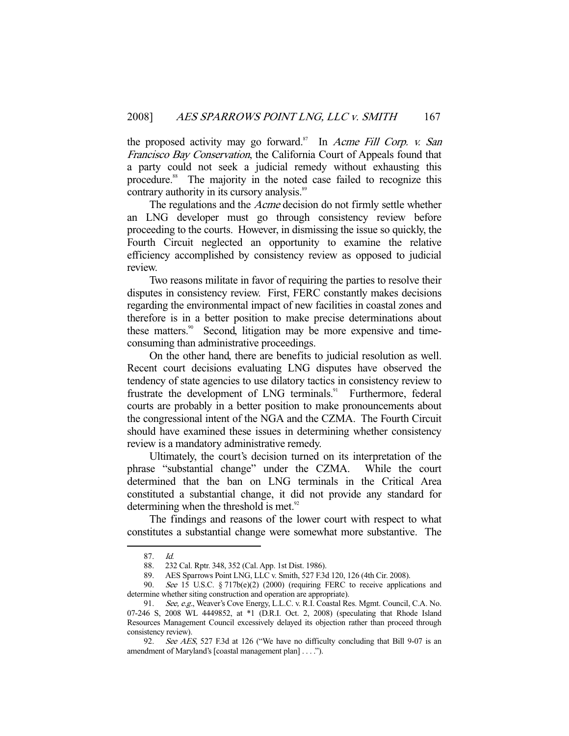the proposed activity may go forward.[87] In *Acme Fill Corp. v. San Francisco Bay Conservation*, the California Court of Appeals found that a party could not seek a judicial remedy without exhausting this procedure.[88] The majority in the noted case failed to recognize this contrary authority in its cursory analysis.[89]

The regulations and the *Acme* decision do not firmly settle whether an LNG developer must go through consistency review before proceeding to the courts. However, in dismissing the issue so quickly, the Fourth Circuit neglected an opportunity to examine the relative efficiency accomplished by consistency review as opposed to judicial review.

Two reasons militate in favor of requiring the parties to resolve their disputes in consistency review. First, FERC constantly makes decisions regarding the environmental impact of new facilities in coastal zones and therefore is in a better position to make precise determinations about these matters.[90] Second, litigation may be more expensive and time-consuming than administrative proceedings.

On the other hand, there are benefits to judicial resolution as well. Recent court decisions evaluating LNG disputes have observed the tendency of state agencies to use dilatory tactics in consistency review to frustrate the development of LNG terminals.[91] Furthermore, federal courts are probably in a better position to make pronouncements about the congressional intent of the NGA and the CZMA. The Fourth Circuit should have examined these issues in determining whether consistency review is a mandatory administrative remedy.

Ultimately, the court's decision turned on its interpretation of the phrase "substantial change" under the CZMA. While the court determined that the ban on LNG terminals in the Critical Area constituted a substantial change, it did not provide any standard for determining when the threshold is met.[92]

The findings and reasons of the lower court with respect to what constitutes a substantial change were somewhat more substantive. The

---

87. *Id.*

88. 232 Cal. Rptr. 348, 352 (Cal. App. 1st Dist. 1986).

89. AES Sparrows Point LNG, LLC v. Smith, 527 F.3d 120, 126 (4th Cir. 2008).

90. *See* 15 U.S.C. § 717b(e)(2) (2000) (requiring FERC to receive applications and determine whether siting construction and operation are appropriate).

91. *See, e.g.*, Weaver's Cove Energy, L.L.C. v. R.I. Coastal Res. Mgmt. Council, C.A. No. 07-246 S, 2008 WL 4449852, at *1 (D.R.I. Oct. 2, 2008) (speculating that Rhode Island Resources Management Council excessively delayed its objection rather than proceed through consistency review).

92. *See AES*, 527 F.3d at 126 ("We have no difficulty concluding that Bill 9-07 is an amendment of Maryland's [coastal management plan] . . . .").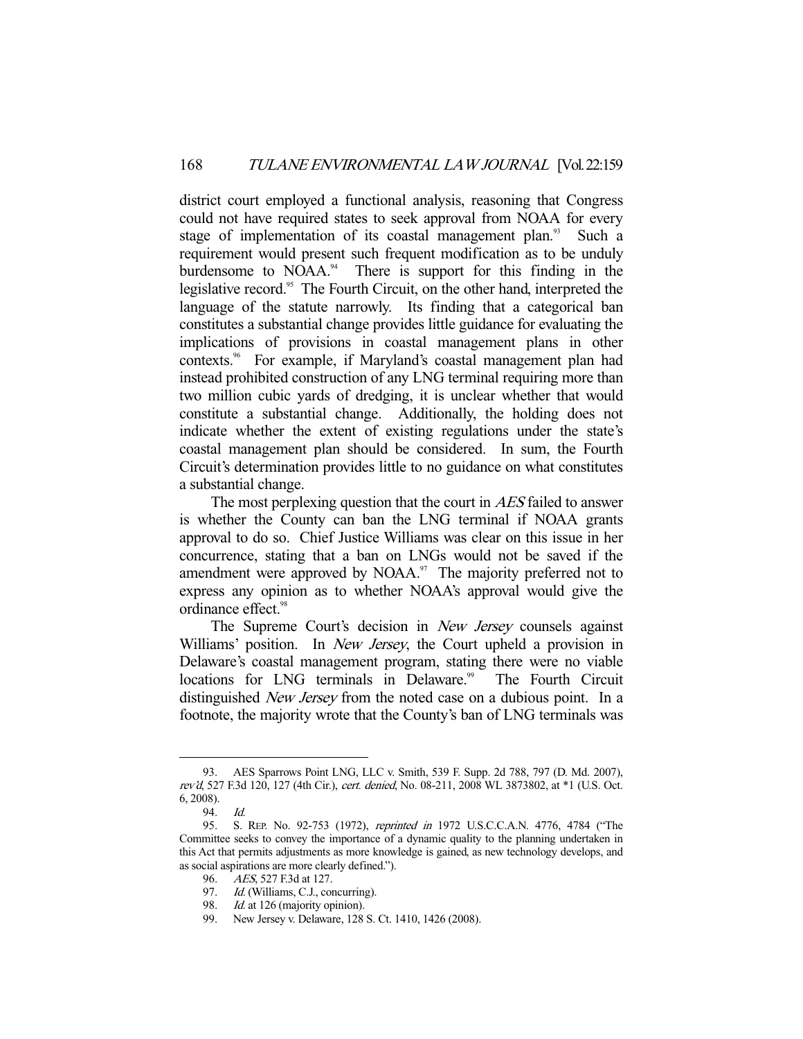district court employed a functional analysis, reasoning that Congress could not have required states to seek approval from NOAA for every stage of implementation of its coastal management plan.[93] Such a requirement would present such frequent modification as to be unduly burdensome to NOAA.[94] There is support for this finding in the legislative record.[95] The Fourth Circuit, on the other hand, interpreted the language of the statute narrowly. Its finding that a categorical ban constitutes a substantial change provides little guidance for evaluating the implications of provisions in coastal management plans in other contexts.[96] For example, if Maryland's coastal management plan had instead prohibited construction of any LNG terminal requiring more than two million cubic yards of dredging, it is unclear whether that would constitute a substantial change. Additionally, the holding does not indicate whether the extent of existing regulations under the state's coastal management plan should be considered. In sum, the Fourth Circuit's determination provides little to no guidance on what constitutes a substantial change.

The most perplexing question that the court in *AES* failed to answer is whether the County can ban the LNG terminal if NOAA grants approval to do so. Chief Justice Williams was clear on this issue in her concurrence, stating that a ban on LNGs would not be saved if the amendment were approved by NOAA.[97] The majority preferred not to express any opinion as to whether NOAA's approval would give the ordinance effect.[98]

The Supreme Court's decision in *New Jersey* counsels against Williams' position. In *New Jersey*, the Court upheld a provision in Delaware's coastal management program, stating there were no viable locations for LNG terminals in Delaware.[99] The Fourth Circuit distinguished *New Jersey* from the noted case on a dubious point. In a footnote, the majority wrote that the County's ban of LNG terminals was

---

93. AES Sparrows Point LNG, LLC v. Smith, 539 F. Supp. 2d 788, 797 (D. Md. 2007), *rev'd*, 527 F.3d 120, 127 (4th Cir.), *cert. denied*, No. 08-211, 2008 WL 3873802, at \*1 (U.S. Oct. 6, 2008).

94. *Id.*

95. S. REP. No. 92-753 (1972), *reprinted in* 1972 U.S.C.C.A.N. 4776, 4784 ("The Committee seeks to convey the importance of a dynamic quality to the planning undertaken in this Act that permits adjustments as more knowledge is gained, as new technology develops, and as social aspirations are more clearly defined.").

96. *AES*, 527 F.3d at 127.

97. *Id.* (Williams, C.J., concurring).

98. *Id.* at 126 (majority opinion).

99. New Jersey v. Delaware, 128 S. Ct. 1410, 1426 (2008).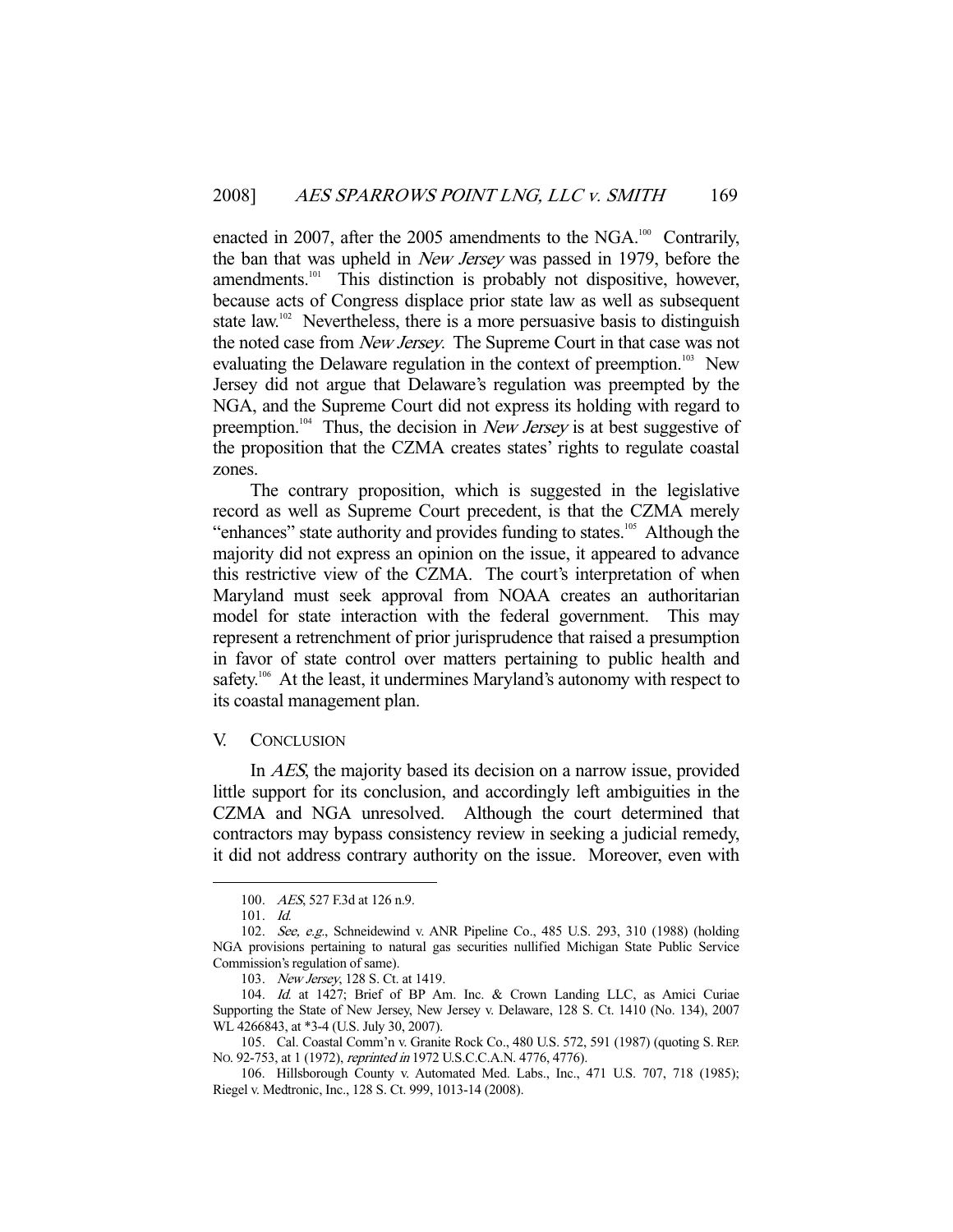enacted in 2007, after the 2005 amendments to the NGA.[100] Contrarily, the ban that was upheld in *New Jersey* was passed in 1979, before the amendments.[101] This distinction is probably not dispositive, however, because acts of Congress displace prior state law as well as subsequent state law.[102] Nevertheless, there is a more persuasive basis to distinguish the noted case from *New Jersey*. The Supreme Court in that case was not evaluating the Delaware regulation in the context of preemption.[103] New Jersey did not argue that Delaware's regulation was preempted by the NGA, and the Supreme Court did not express its holding with regard to preemption.[104] Thus, the decision in *New Jersey* is at best suggestive of the proposition that the CZMA creates states' rights to regulate coastal zones.

The contrary proposition, which is suggested in the legislative record as well as Supreme Court precedent, is that the CZMA merely "enhances" state authority and provides funding to states.[105] Although the majority did not express an opinion on the issue, it appeared to advance this restrictive view of the CZMA. The court's interpretation of when Maryland must seek approval from NOAA creates an authoritarian model for state interaction with the federal government. This may represent a retrenchment of prior jurisprudence that raised a presumption in favor of state control over matters pertaining to public health and safety.[106] At the least, it undermines Maryland's autonomy with respect to its coastal management plan.

## V. CONCLUSION

In *AES*, the majority based its decision on a narrow issue, provided little support for its conclusion, and accordingly left ambiguities in the CZMA and NGA unresolved. Although the court determined that contractors may bypass consistency review in seeking a judicial remedy, it did not address contrary authority on the issue. Moreover, even with

---

100. *AES*, 527 F.3d at 126 n.9.

101. *Id.*

102. *See, e.g.*, Schneidewind v. ANR Pipeline Co., 485 U.S. 293, 310 (1988) (holding NGA provisions pertaining to natural gas securities nullified Michigan State Public Service Commission's regulation of same).

103. *New Jersey*, 128 S. Ct. at 1419.

104. *Id.* at 1427; Brief of BP Am. Inc. & Crown Landing LLC, as Amici Curiae Supporting the State of New Jersey, New Jersey v. Delaware, 128 S. Ct. 1410 (No. 134), 2007 WL 4266843, at *3-4 (U.S. July 30, 2007).

105. Cal. Coastal Comm'n v. Granite Rock Co., 480 U.S. 572, 591 (1987) (quoting S. REP. NO. 92-753, at 1 (1972), *reprinted in* 1972 U.S.C.C.A.N. 4776, 4776).

106. Hillsborough County v. Automated Med. Labs., Inc., 471 U.S. 707, 718 (1985); Riegel v. Medtronic, Inc., 128 S. Ct. 999, 1013-14 (2008).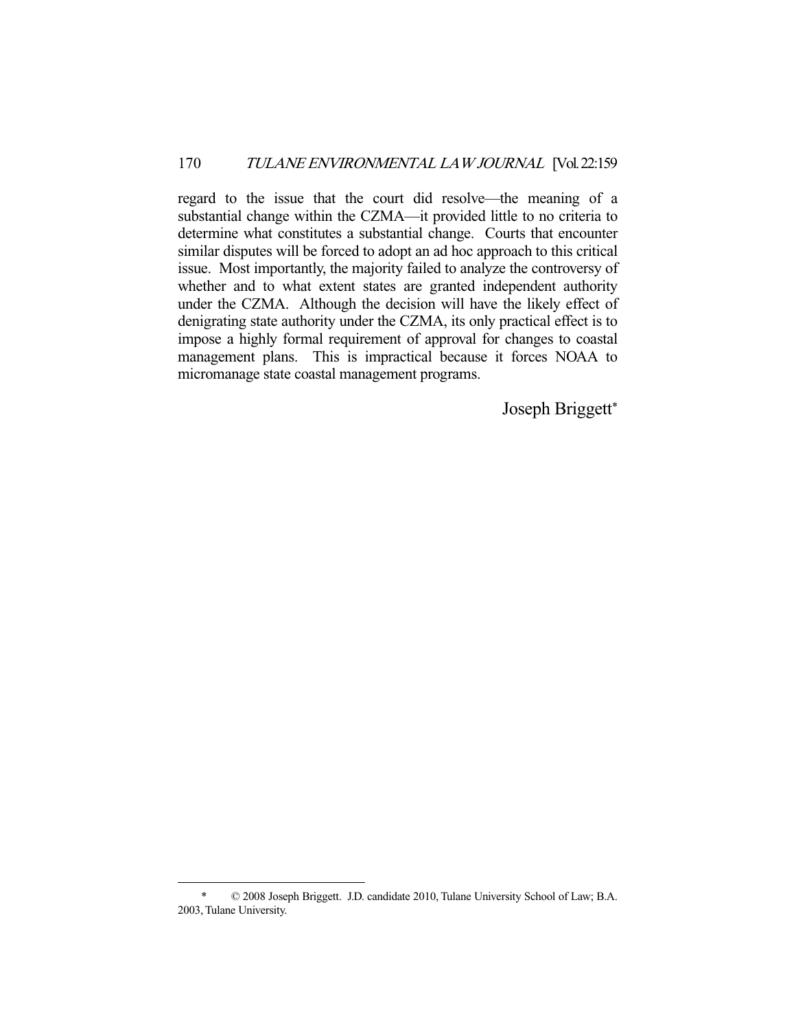regard to the issue that the court did resolve—the meaning of a substantial change within the CZMA—it provided little to no criteria to determine what constitutes a substantial change. Courts that encounter similar disputes will be forced to adopt an ad hoc approach to this critical issue. Most importantly, the majority failed to analyze the controversy of whether and to what extent states are granted independent authority under the CZMA. Although the decision will have the likely effect of denigrating state authority under the CZMA, its only practical effect is to impose a highly formal requirement of approval for changes to coastal management plans. This is impractical because it forces NOAA to micromanage state coastal management programs.

Joseph Briggett*

---

\* © 2008 Joseph Briggett. J.D. candidate 2010, Tulane University School of Law; B.A. 2003, Tulane University.